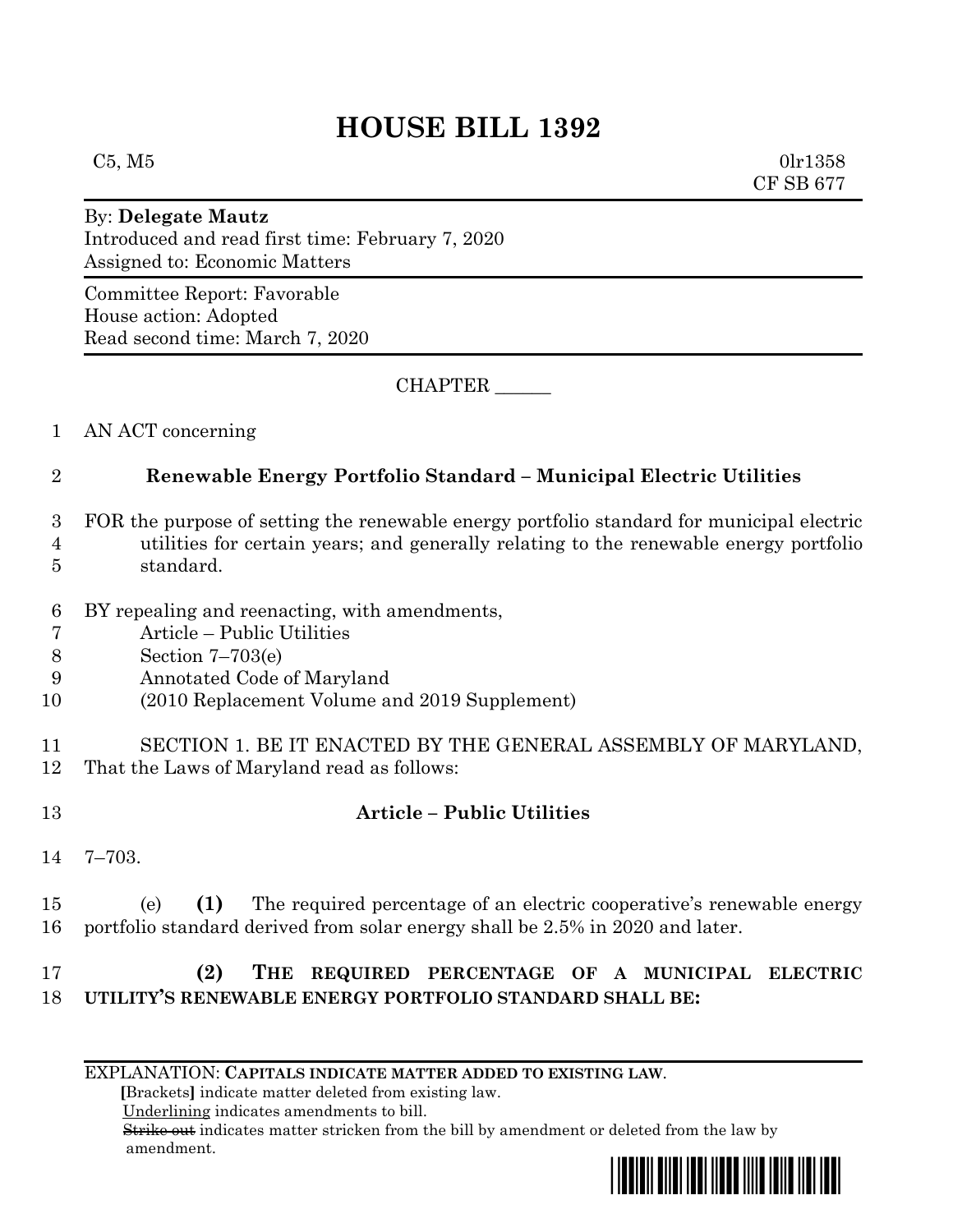# HOUSE BILL 1392

C5, M5 0lr1358
CF SB 677

By: **Delegate Mautz**
Introduced and read first time: February 7, 2020
Assigned to: Economic Matters

Committee Report: Favorable
House action: Adopted
Read second time: March 7, 2020

CHAPTER ______

1 AN ACT concerning

2 **Renewable Energy Portfolio Standard – Municipal Electric Utilities**

3 FOR the purpose of setting the renewable energy portfolio standard for municipal electric
4 utilities for certain years; and generally relating to the renewable energy portfolio
5 standard.

6 BY repealing and reenacting, with amendments,
7 Article – Public Utilities
8 Section 7–703(e)
9 Annotated Code of Maryland
10 (2010 Replacement Volume and 2019 Supplement)

11 SECTION 1. BE IT ENACTED BY THE GENERAL ASSEMBLY OF MARYLAND,
12 That the Laws of Maryland read as follows:

13 **Article – Public Utilities**

14 7–703.

15 (e) **(1)** The required percentage of an electric cooperative's renewable energy
16 portfolio standard derived from solar energy shall be 2.5% in 2020 and later.

17 **(2) THE REQUIRED PERCENTAGE OF A MUNICIPAL ELECTRIC**
18 **UTILITY'S RENEWABLE ENERGY PORTFOLIO STANDARD SHALL BE:**

EXPLANATION: **CAPITALS INDICATE MATTER ADDED TO EXISTING LAW.**
**[**Brackets**]** indicate matter deleted from existing law.
Underlining indicates amendments to bill.
~~Strike out~~ indicates matter stricken from the bill by amendment or deleted from the law by amendment.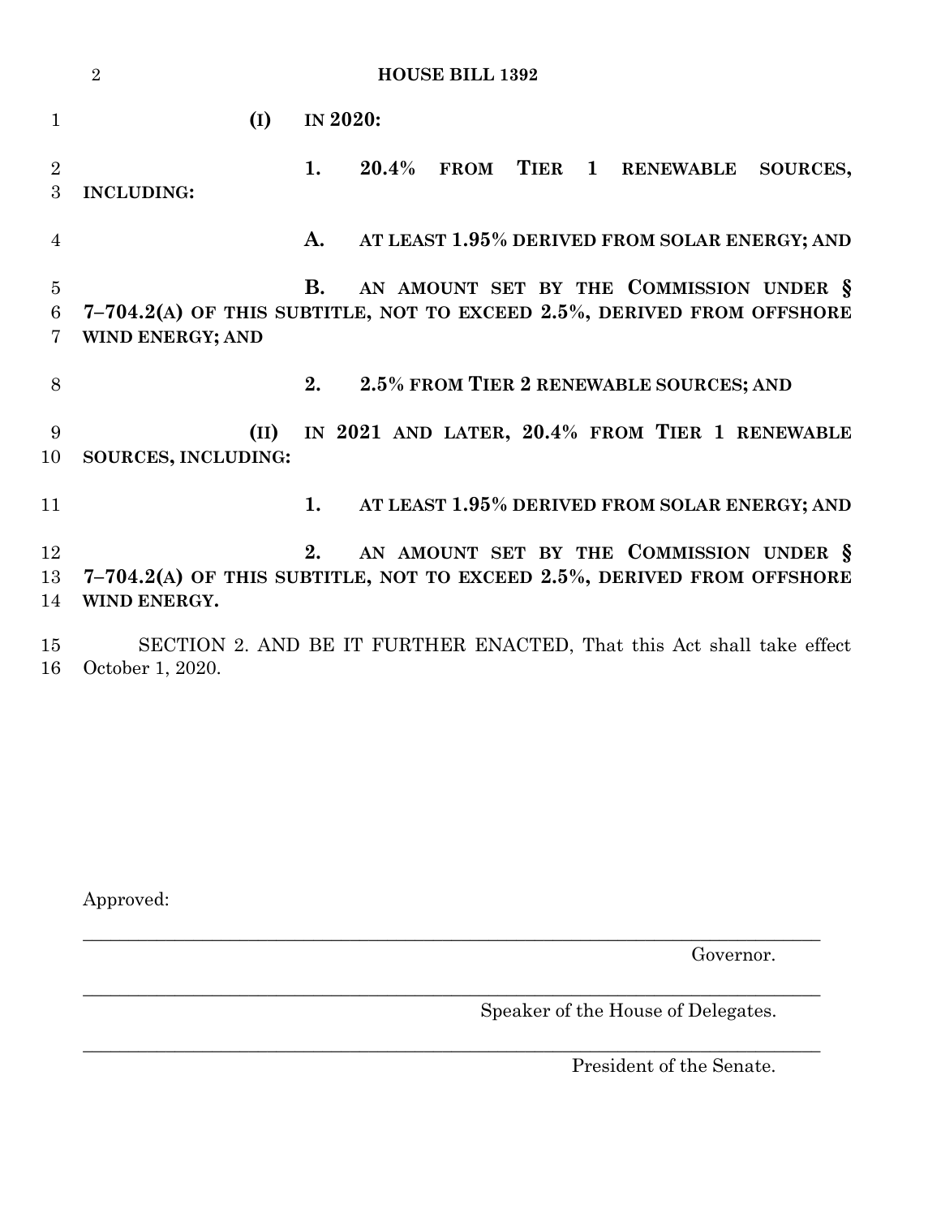**(I) IN 2020:**

**1. 20.4% FROM TIER 1 RENEWABLE SOURCES, INCLUDING:**

**A. AT LEAST 1.95% DERIVED FROM SOLAR ENERGY; AND**

**B. AN AMOUNT SET BY THE COMMISSION UNDER § 7–704.2(A) OF THIS SUBTITLE, NOT TO EXCEED 2.5%, DERIVED FROM OFFSHORE WIND ENERGY; AND**

**2. 2.5% FROM TIER 2 RENEWABLE SOURCES; AND**

**(II) IN 2021 AND LATER, 20.4% FROM TIER 1 RENEWABLE SOURCES, INCLUDING:**

**1. AT LEAST 1.95% DERIVED FROM SOLAR ENERGY; AND**

**2. AN AMOUNT SET BY THE COMMISSION UNDER § 7–704.2(A) OF THIS SUBTITLE, NOT TO EXCEED 2.5%, DERIVED FROM OFFSHORE WIND ENERGY.**

SECTION 2. AND BE IT FURTHER ENACTED, That this Act shall take effect October 1, 2020.

Approved:

\_\_\_\_\_\_\_\_\_\_\_\_\_\_\_\_\_\_\_\_\_\_\_\_\_\_\_\_\_\_\_\_\_\_\_\_\_\_\_\_\_\_\_\_\_\_\_\_\_\_\_\_\_\_\_\_\_\_\_\_

Governor.

\_\_\_\_\_\_\_\_\_\_\_\_\_\_\_\_\_\_\_\_\_\_\_\_\_\_\_\_\_\_\_\_\_\_\_\_\_\_\_\_\_\_\_\_\_\_\_\_\_\_\_\_\_\_\_\_\_\_\_\_

Speaker of the House of Delegates.

\_\_\_\_\_\_\_\_\_\_\_\_\_\_\_\_\_\_\_\_\_\_\_\_\_\_\_\_\_\_\_\_\_\_\_\_\_\_\_\_\_\_\_\_\_\_\_\_\_\_\_\_\_\_\_\_\_\_\_\_

President of the Senate.